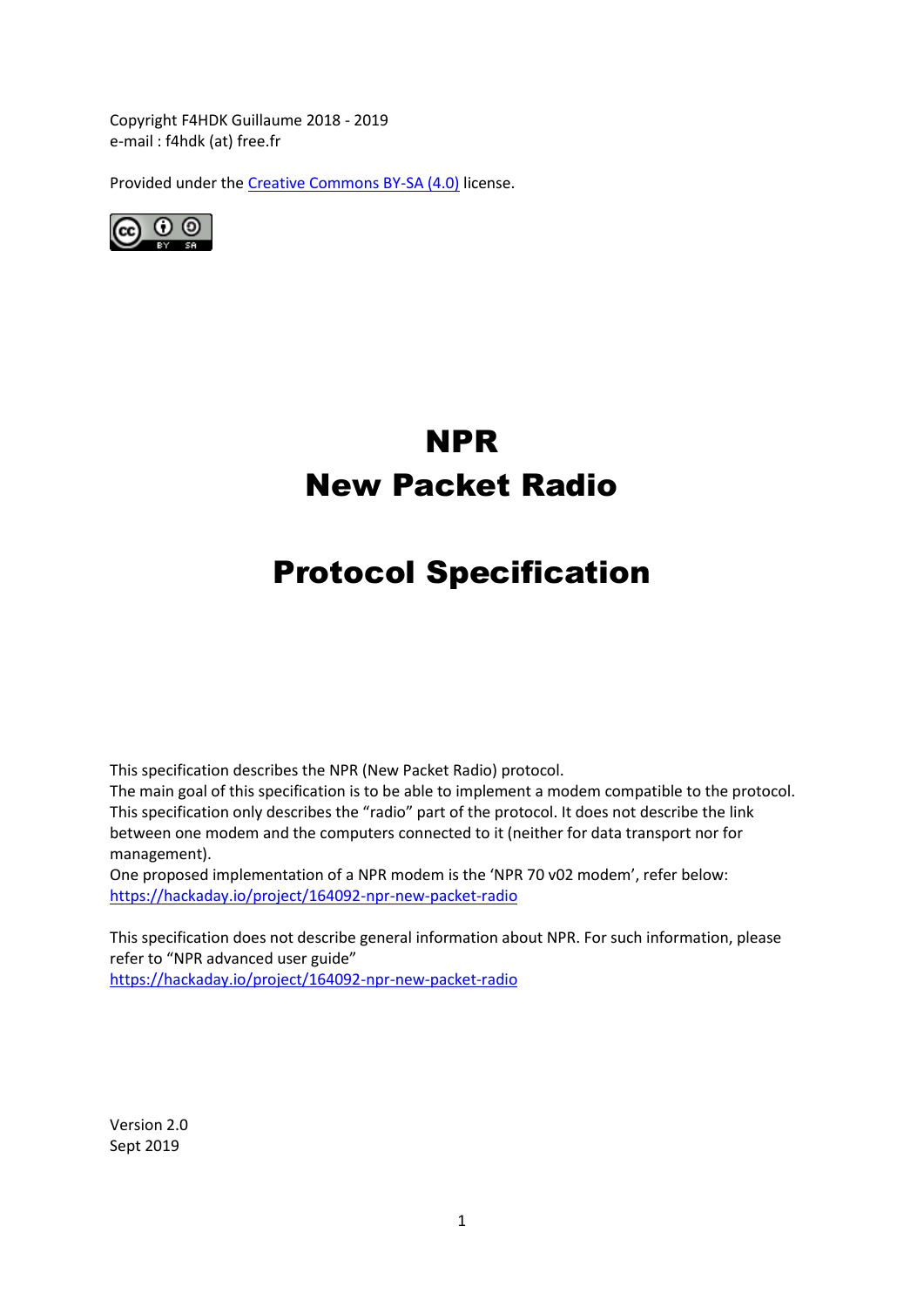Copyright F4HDK Guillaume 2018 - 2019
e-mail : f4hdk (at) free.fr

Provided under the [Creative Commons BY-SA (4.0)](https://creativecommons.org/licenses/by-sa/4.0/) license.

# NPR
# New Packet Radio

# Protocol Specification

This specification describes the NPR (New Packet Radio) protocol.
The main goal of this specification is to be able to implement a modem compatible to the protocol.
This specification only describes the "radio" part of the protocol. It does not describe the link between one modem and the computers connected to it (neither for data transport nor for management).
One proposed implementation of a NPR modem is the 'NPR 70 v02 modem', refer below:
https://hackaday.io/project/164092-npr-new-packet-radio

This specification does not describe general information about NPR. For such information, please refer to "NPR advanced user guide"
https://hackaday.io/project/164092-npr-new-packet-radio

Version 2.0
Sept 2019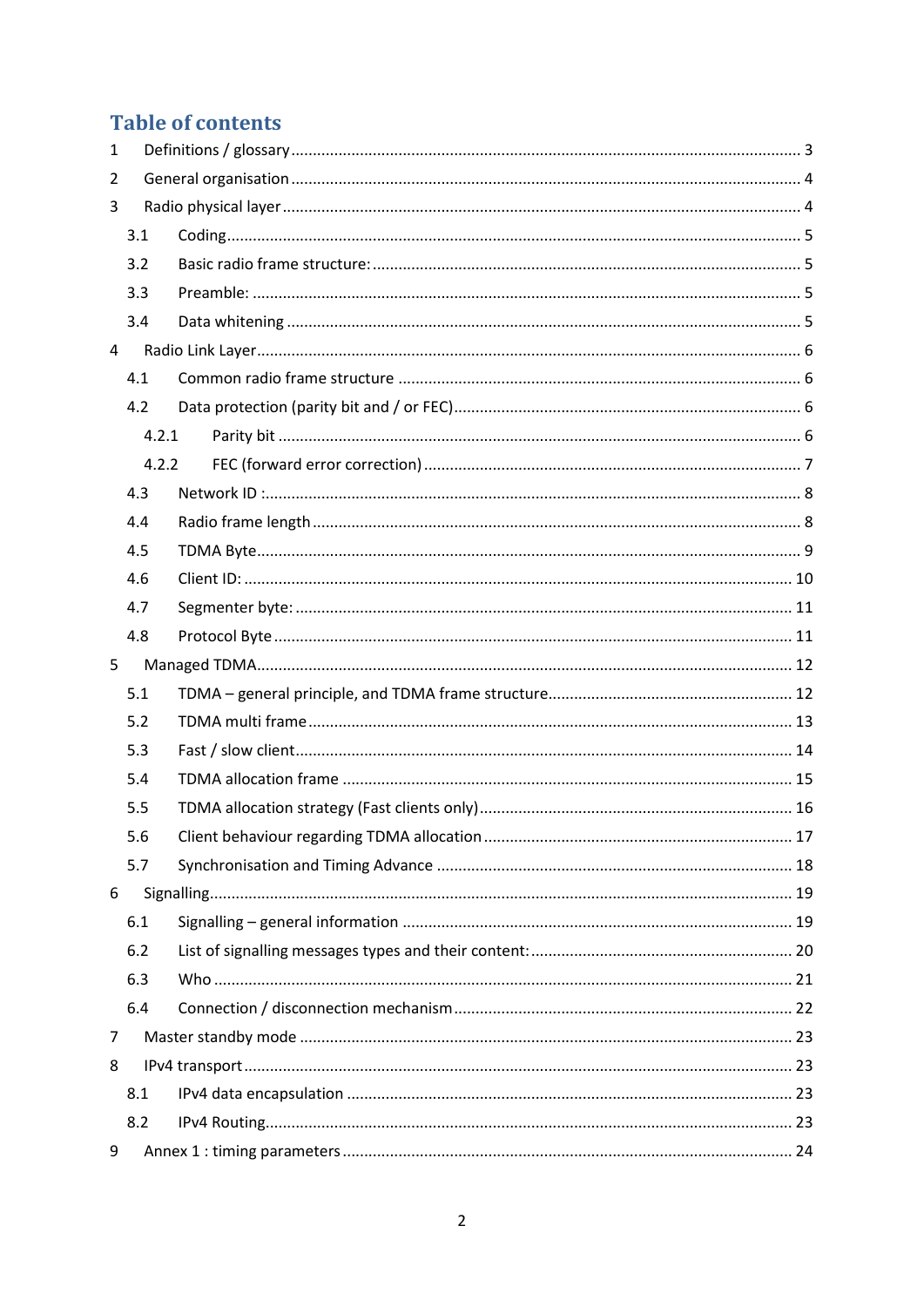# Table of contents

1 Definitions / glossary ..... 3

2 General organisation ..... 4

3 Radio physical layer ..... 4

  3.1 Coding ..... 5

  3.2 Basic radio frame structure: ..... 5

  3.3 Preamble: ..... 5

  3.4 Data whitening ..... 5

4 Radio Link Layer ..... 6

  4.1 Common radio frame structure ..... 6

  4.2 Data protection (parity bit and / or FEC) ..... 6

    4.2.1 Parity bit ..... 6

    4.2.2 FEC (forward error correction) ..... 7

  4.3 Network ID : ..... 8

  4.4 Radio frame length ..... 8

  4.5 TDMA Byte ..... 9

  4.6 Client ID: ..... 10

  4.7 Segmenter byte: ..... 11

  4.8 Protocol Byte ..... 11

5 Managed TDMA ..... 12

  5.1 TDMA – general principle, and TDMA frame structure ..... 12

  5.2 TDMA multi frame ..... 13

  5.3 Fast / slow client ..... 14

  5.4 TDMA allocation frame ..... 15

  5.5 TDMA allocation strategy (Fast clients only) ..... 16

  5.6 Client behaviour regarding TDMA allocation ..... 17

  5.7 Synchronisation and Timing Advance ..... 18

6 Signalling ..... 19

  6.1 Signalling – general information ..... 19

  6.2 List of signalling messages types and their content: ..... 20

  6.3 Who ..... 21

  6.4 Connection / disconnection mechanism ..... 22

7 Master standby mode ..... 23

8 IPv4 transport ..... 23

  8.1 IPv4 data encapsulation ..... 23

  8.2 IPv4 Routing ..... 23

9 Annex 1 : timing parameters ..... 24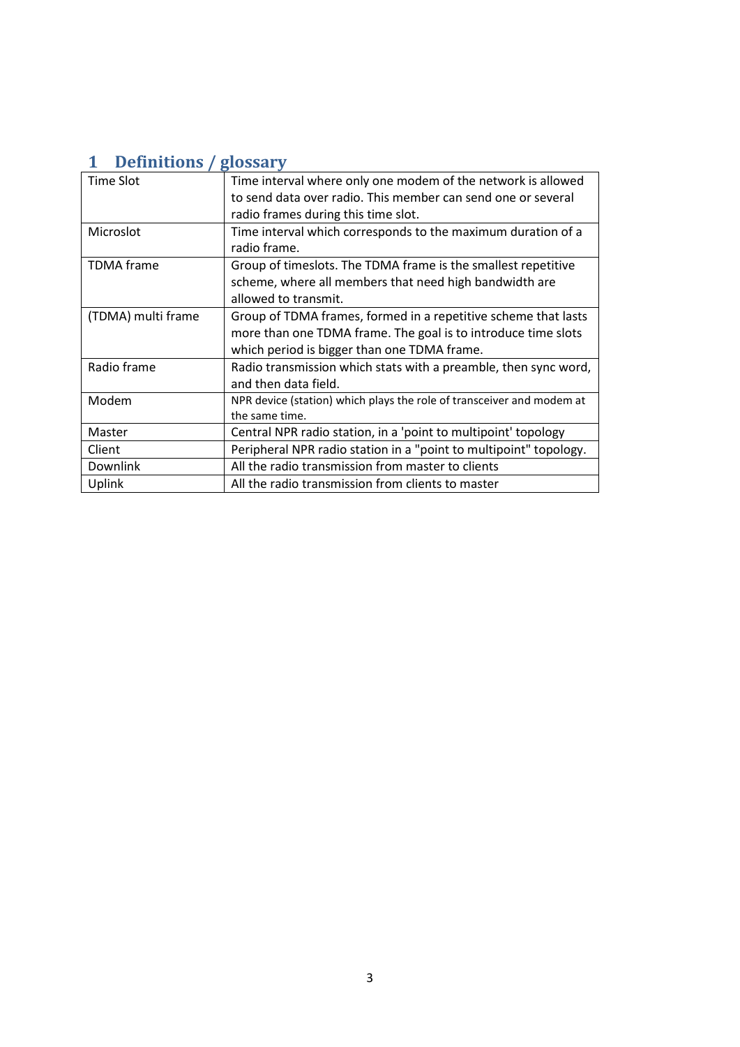# 1 Definitions / glossary

| | |
|---|---|
| Time Slot | Time interval where only one modem of the network is allowed to send data over radio. This member can send one or several radio frames during this time slot. |
| Microslot | Time interval which corresponds to the maximum duration of a radio frame. |
| TDMA frame | Group of timeslots. The TDMA frame is the smallest repetitive scheme, where all members that need high bandwidth are allowed to transmit. |
| (TDMA) multi frame | Group of TDMA frames, formed in a repetitive scheme that lasts more than one TDMA frame. The goal is to introduce time slots which period is bigger than one TDMA frame. |
| Radio frame | Radio transmission which stats with a preamble, then sync word, and then data field. |
| Modem | NPR device (station) which plays the role of transceiver and modem at the same time. |
| Master | Central NPR radio station, in a 'point to multipoint' topology |
| Client | Peripheral NPR radio station in a "point to multipoint" topology. |
| Downlink | All the radio transmission from master to clients |
| Uplink | All the radio transmission from clients to master |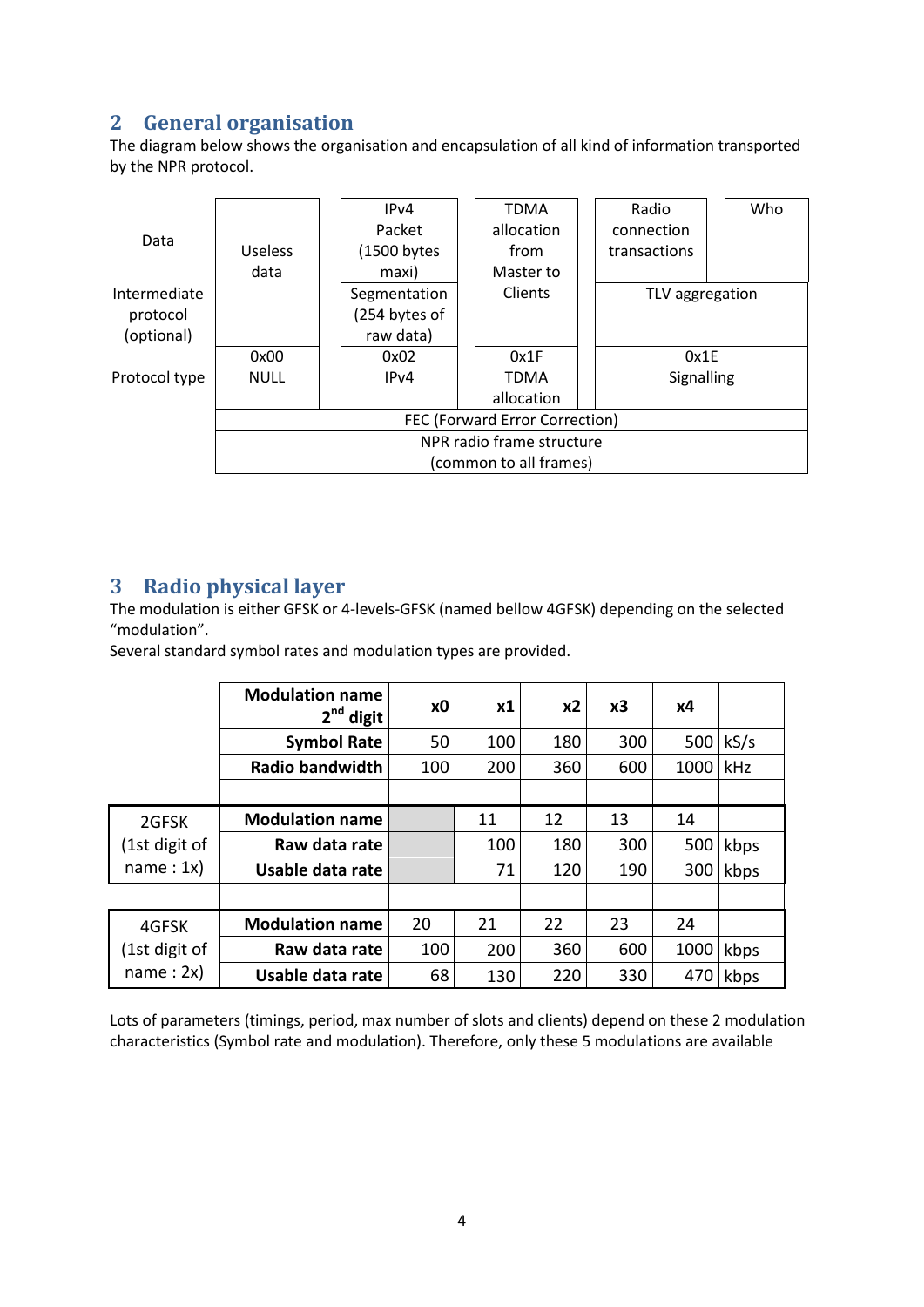## 2 General organisation

The diagram below shows the organisation and encapsulation of all kind of information transported by the NPR protocol.

| | | | | | | |
|---|---|---|---|---|---|---|
| Data | Useless data | | IPv4 Packet (1500 bytes maxi) | TDMA allocation from Master to Clients | Radio connection transactions | Who |
| Intermediate protocol (optional) | | | Segmentation (254 bytes of raw data) | | TLV aggregation | |
| Protocol type | 0x00 NULL | | 0x02 IPv4 | 0x1F TDMA allocation | 0x1E Signalling | |
| | FEC (Forward Error Correction) | | | | | |
| | NPR radio frame structure (common to all frames) | | | | | |

## 3 Radio physical layer

The modulation is either GFSK or 4-levels-GFSK (named bellow 4GFSK) depending on the selected "modulation".

Several standard symbol rates and modulation types are provided.

| | **Modulation name 2nd digit** | **x0** | **x1** | **x2** | **x3** | **x4** | |
|---|---|---|---|---|---|---|---|
| | **Symbol Rate** | 50 | 100 | 180 | 300 | 500 | kS/s |
| | **Radio bandwidth** | 100 | 200 | 360 | 600 | 1000 | kHz |
| | | | | | | | |
| 2GFSK (1st digit of name : 1x) | **Modulation name** | | 11 | 12 | 13 | 14 | |
| | **Raw data rate** | | 100 | 180 | 300 | 500 | kbps |
| | **Usable data rate** | | 71 | 120 | 190 | 300 | kbps |
| | | | | | | | |
| 4GFSK (1st digit of name : 2x) | **Modulation name** | 20 | 21 | 22 | 23 | 24 | |
| | **Raw data rate** | 100 | 200 | 360 | 600 | 1000 | kbps |
| | **Usable data rate** | 68 | 130 | 220 | 330 | 470 | kbps |

Lots of parameters (timings, period, max number of slots and clients) depend on these 2 modulation characteristics (Symbol rate and modulation). Therefore, only these 5 modulations are available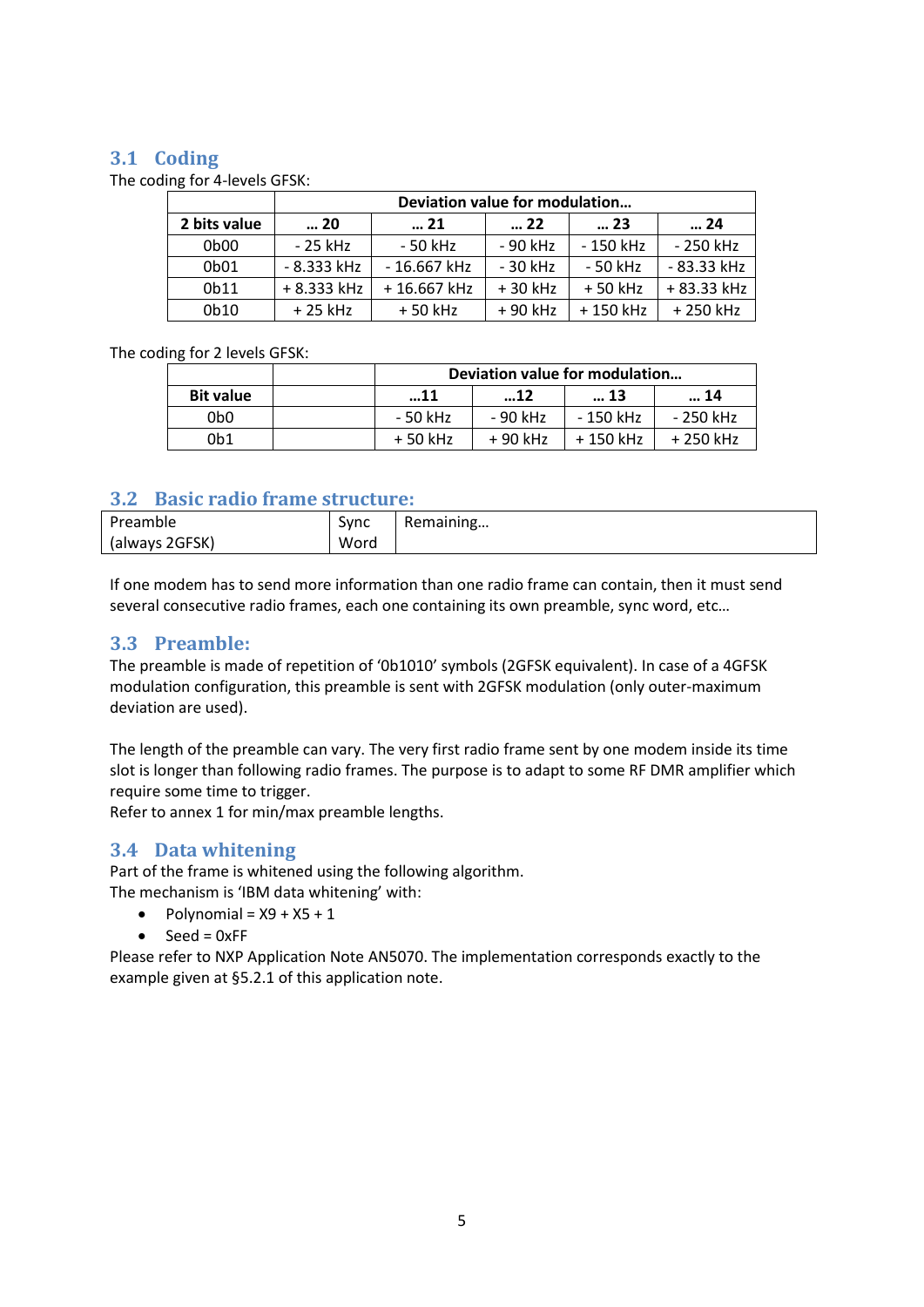## 3.1 Coding

The coding for 4-levels GFSK:

| 2 bits value | Deviation value for modulation… | | | | |
|---|---|---|---|---|---|
| | … 20 | … 21 | … 22 | … 23 | … 24 |
| 0b00 | - 25 kHz | - 50 kHz | - 90 kHz | - 150 kHz | - 250 kHz |
| 0b01 | - 8.333 kHz | - 16.667 kHz | - 30 kHz | - 50 kHz | - 83.33 kHz |
| 0b11 | + 8.333 kHz | + 16.667 kHz | + 30 kHz | + 50 kHz | + 83.33 kHz |
| 0b10 | + 25 kHz | + 50 kHz | + 90 kHz | + 150 kHz | + 250 kHz |

The coding for 2 levels GFSK:

| Bit value | | Deviation value for modulation… | | | |
|---|---|---|---|---|---|
| | | …11 | …12 | … 13 | … 14 |
| 0b0 | | - 50 kHz | - 90 kHz | - 150 kHz | - 250 kHz |
| 0b1 | | + 50 kHz | + 90 kHz | + 150 kHz | + 250 kHz |

## 3.2 Basic radio frame structure:

| Preamble (always 2GFSK) | Sync Word | Remaining… |
|---|---|---|

If one modem has to send more information than one radio frame can contain, then it must send several consecutive radio frames, each one containing its own preamble, sync word, etc…

## 3.3 Preamble:

The preamble is made of repetition of '0b1010' symbols (2GFSK equivalent). In case of a 4GFSK modulation configuration, this preamble is sent with 2GFSK modulation (only outer-maximum deviation are used).

The length of the preamble can vary. The very first radio frame sent by one modem inside its time slot is longer than following radio frames. The purpose is to adapt to some RF DMR amplifier which require some time to trigger.
Refer to annex 1 for min/max preamble lengths.

## 3.4 Data whitening

Part of the frame is whitened using the following algorithm.
The mechanism is 'IBM data whitening' with:

- Polynomial = X9 + X5 + 1
- Seed = 0xFF

Please refer to NXP Application Note AN5070. The implementation corresponds exactly to the example given at §5.2.1 of this application note.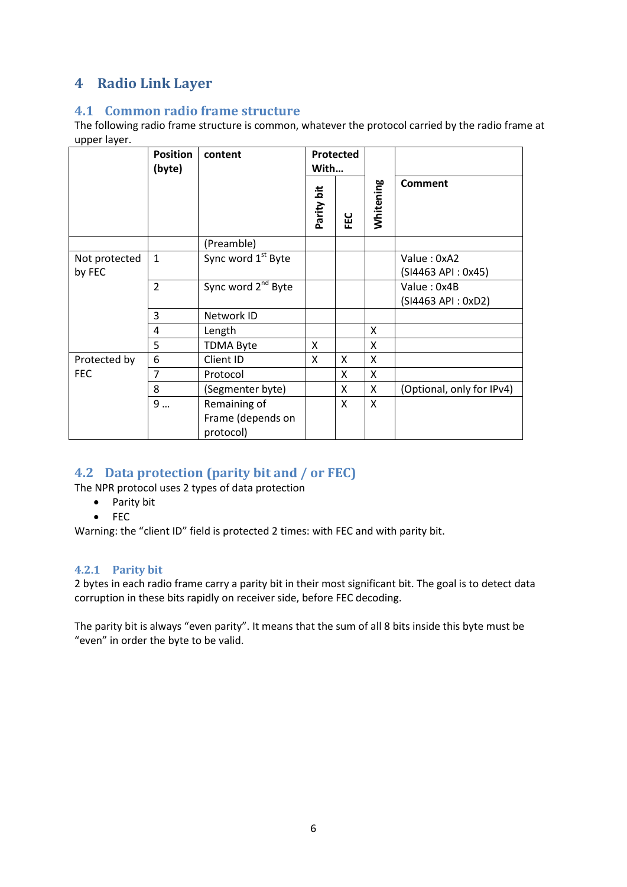# 4 Radio Link Layer

## 4.1 Common radio frame structure

The following radio frame structure is common, whatever the protocol carried by the radio frame at upper layer.

| | Position (byte) | content | Protected With… | | Whitening | Comment |
|---|---|---|---|---|---|---|
| | | | Parity bit | FEC | | |
| | | (Preamble) | | | | |
| Not protected by FEC | 1 | Sync word 1st Byte | | | | Value : 0xA2 (SI4463 API : 0x45) |
| | 2 | Sync word 2nd Byte | | | | Value : 0x4B (SI4463 API : 0xD2) |
| | 3 | Network ID | | | | |
| | 4 | Length | | | X | |
| | 5 | TDMA Byte | X | | X | |
| Protected by FEC | 6 | Client ID | X | X | X | |
| | 7 | Protocol | | X | X | |
| | 8 | (Segmenter byte) | | X | X | (Optional, only for IPv4) |
| | 9 … | Remaining of Frame (depends on protocol) | | X | X | |

## 4.2 Data protection (parity bit and / or FEC)

The NPR protocol uses 2 types of data protection

- Parity bit
- FEC

Warning: the "client ID" field is protected 2 times: with FEC and with parity bit.

### 4.2.1 Parity bit

2 bytes in each radio frame carry a parity bit in their most significant bit. The goal is to detect data corruption in these bits rapidly on receiver side, before FEC decoding.

The parity bit is always "even parity". It means that the sum of all 8 bits inside this byte must be "even" in order the byte to be valid.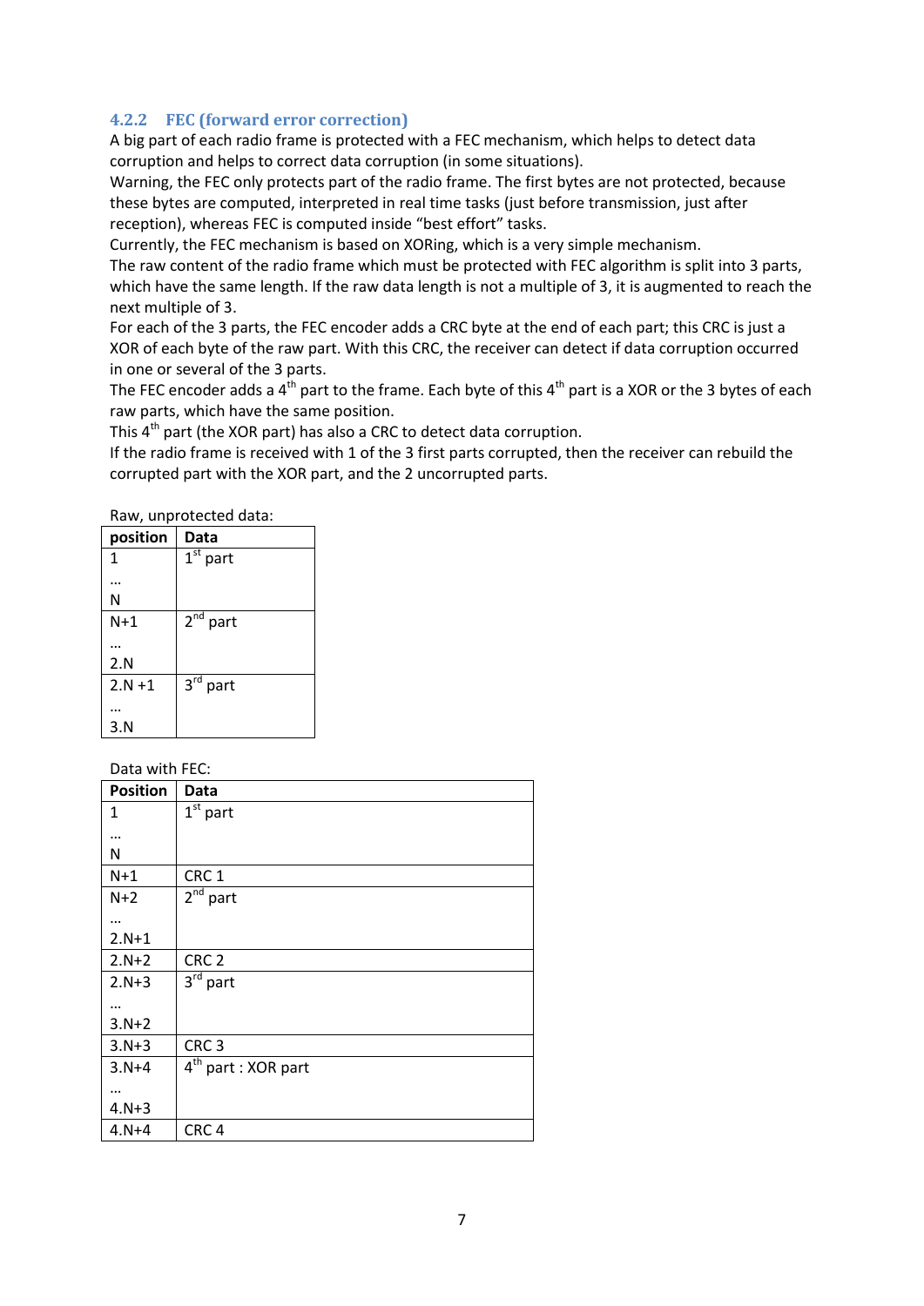### 4.2.2 FEC (forward error correction)

A big part of each radio frame is protected with a FEC mechanism, which helps to detect data corruption and helps to correct data corruption (in some situations).

Warning, the FEC only protects part of the radio frame. The first bytes are not protected, because these bytes are computed, interpreted in real time tasks (just before transmission, just after reception), whereas FEC is computed inside "best effort" tasks.

Currently, the FEC mechanism is based on XORing, which is a very simple mechanism.

The raw content of the radio frame which must be protected with FEC algorithm is split into 3 parts, which have the same length. If the raw data length is not a multiple of 3, it is augmented to reach the next multiple of 3.

For each of the 3 parts, the FEC encoder adds a CRC byte at the end of each part; this CRC is just a XOR of each byte of the raw part. With this CRC, the receiver can detect if data corruption occurred in one or several of the 3 parts.

The FEC encoder adds a 4th part to the frame. Each byte of this 4th part is a XOR or the 3 bytes of each raw parts, which have the same position.

This 4th part (the XOR part) has also a CRC to detect data corruption.

If the radio frame is received with 1 of the 3 first parts corrupted, then the receiver can rebuild the corrupted part with the XOR part, and the 2 uncorrupted parts.

Raw, unprotected data:

| position | Data |
|---|---|
| 1<br>…<br>N | 1st part |
| N+1<br>…<br>2.N | 2nd part |
| 2.N +1<br>…<br>3.N | 3rd part |

Data with FEC:

| Position | Data |
|---|---|
| 1<br>…<br>N | 1st part |
| N+1 | CRC 1 |
| N+2<br>…<br>2.N+1 | 2nd part |
| 2.N+2 | CRC 2 |
| 2.N+3<br>…<br>3.N+2 | 3rd part |
| 3.N+3 | CRC 3 |
| 3.N+4<br>…<br>4.N+3 | 4th part : XOR part |
| 4.N+4 | CRC 4 |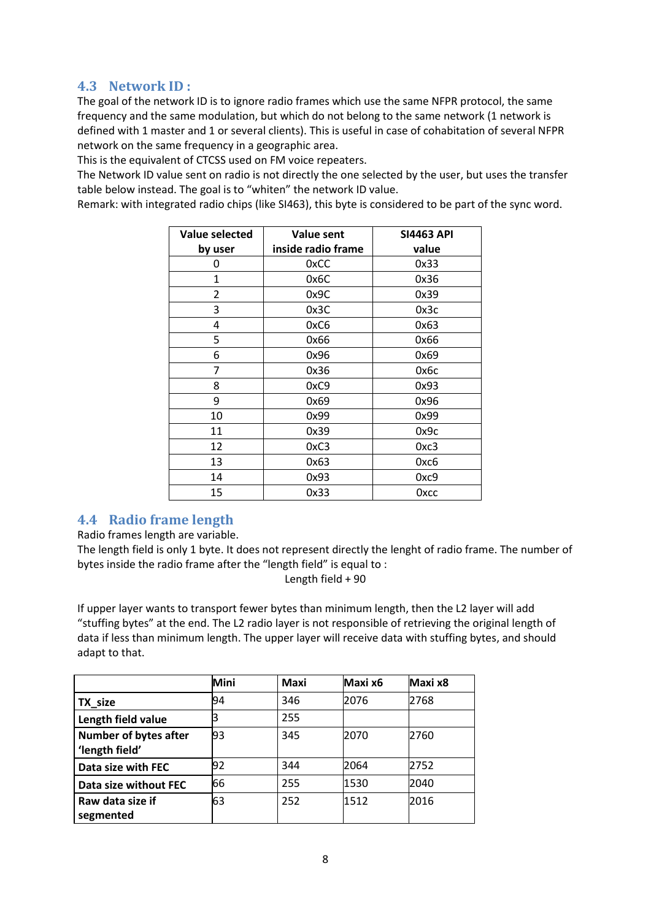## 4.3 Network ID :

The goal of the network ID is to ignore radio frames which use the same NFPR protocol, the same frequency and the same modulation, but which do not belong to the same network (1 network is defined with 1 master and 1 or several clients). This is useful in case of cohabitation of several NFPR network on the same frequency in a geographic area.

This is the equivalent of CTCSS used on FM voice repeaters.

The Network ID value sent on radio is not directly the one selected by the user, but uses the transfer table below instead. The goal is to "whiten" the network ID value.

Remark: with integrated radio chips (like SI463), this byte is considered to be part of the sync word.

| Value selected by user | Value sent inside radio frame | SI4463 API value |
|---|---|---|
| 0 | 0xCC | 0x33 |
| 1 | 0x6C | 0x36 |
| 2 | 0x9C | 0x39 |
| 3 | 0x3C | 0x3c |
| 4 | 0xC6 | 0x63 |
| 5 | 0x66 | 0x66 |
| 6 | 0x96 | 0x69 |
| 7 | 0x36 | 0x6c |
| 8 | 0xC9 | 0x93 |
| 9 | 0x69 | 0x96 |
| 10 | 0x99 | 0x99 |
| 11 | 0x39 | 0x9c |
| 12 | 0xC3 | 0xc3 |
| 13 | 0x63 | 0xc6 |
| 14 | 0x93 | 0xc9 |
| 15 | 0x33 | 0xcc |

## 4.4 Radio frame length

Radio frames length are variable.

The length field is only 1 byte. It does not represent directly the lenght of radio frame. The number of bytes inside the radio frame after the "length field" is equal to :

Length field + 90

If upper layer wants to transport fewer bytes than minimum length, then the L2 layer will add "stuffing bytes" at the end. The L2 radio layer is not responsible of retrieving the original length of data if less than minimum length. The upper layer will receive data with stuffing bytes, and should adapt to that.

| | Mini | Maxi | Maxi x6 | Maxi x8 |
|---|---|---|---|---|
| **TX_size** | 94 | 346 | 2076 | 2768 |
| **Length field value** | 3 | 255 | | |
| **Number of bytes after 'length field'** | 93 | 345 | 2070 | 2760 |
| **Data size with FEC** | 92 | 344 | 2064 | 2752 |
| **Data size without FEC** | 66 | 255 | 1530 | 2040 |
| **Raw data size if segmented** | 63 | 252 | 1512 | 2016 |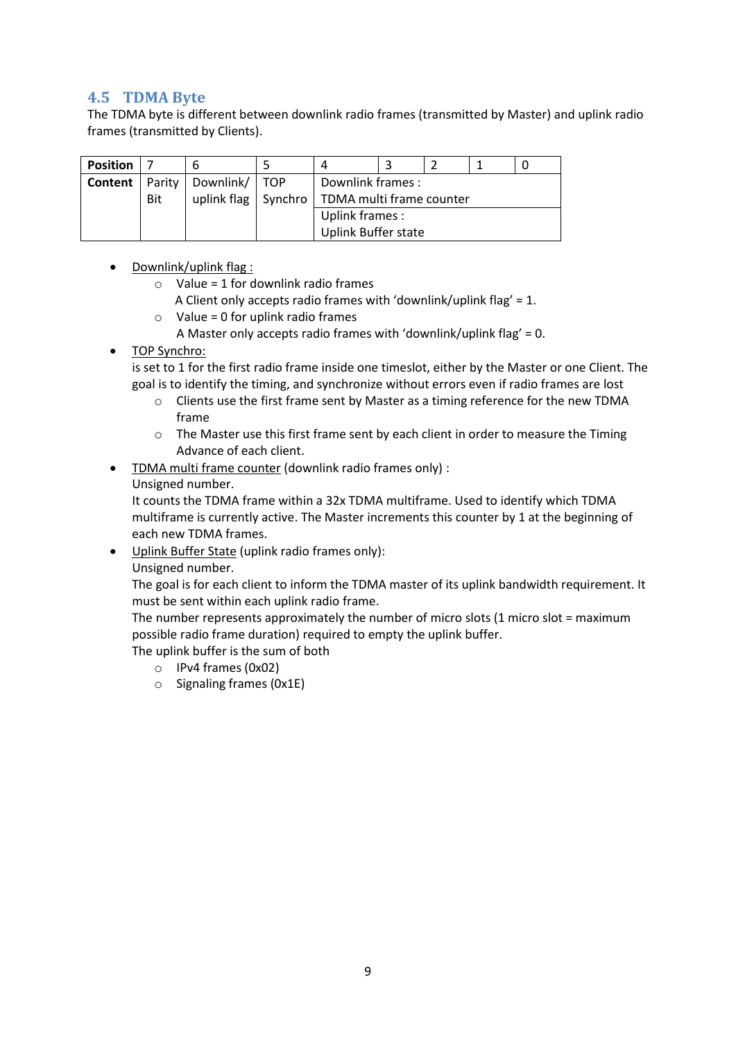## 4.5 TDMA Byte

The TDMA byte is different between downlink radio frames (transmitted by Master) and uplink radio frames (transmitted by Clients).

| **Position** | 7 | 6 | 5 | 4 | 3 | 2 | 1 | 0 |
|---|---|---|---|---|---|---|---|---|
| **Content** | Parity Bit | Downlink/ uplink flag | TOP Synchro | Downlink frames : TDMA multi frame counter | | | | |
| | | | | Uplink frames : Uplink Buffer state | | | | |

- Downlink/uplink flag :
  - Value = 1 for downlink radio frames
    A Client only accepts radio frames with 'downlink/uplink flag' = 1.
  - Value = 0 for uplink radio frames
    A Master only accepts radio frames with 'downlink/uplink flag' = 0.
- TOP Synchro:
  is set to 1 for the first radio frame inside one timeslot, either by the Master or one Client. The goal is to identify the timing, and synchronize without errors even if radio frames are lost
  - Clients use the first frame sent by Master as a timing reference for the new TDMA frame
  - The Master use this first frame sent by each client in order to measure the Timing Advance of each client.
- TDMA multi frame counter (downlink radio frames only) :
  Unsigned number.
  It counts the TDMA frame within a 32x TDMA multiframe. Used to identify which TDMA multiframe is currently active. The Master increments this counter by 1 at the beginning of each new TDMA frames.
- Uplink Buffer State (uplink radio frames only):
  Unsigned number.
  The goal is for each client to inform the TDMA master of its uplink bandwidth requirement. It must be sent within each uplink radio frame.
  The number represents approximately the number of micro slots (1 micro slot = maximum possible radio frame duration) required to empty the uplink buffer.
  The uplink buffer is the sum of both
  - IPv4 frames (0x02)
  - Signaling frames (0x1E)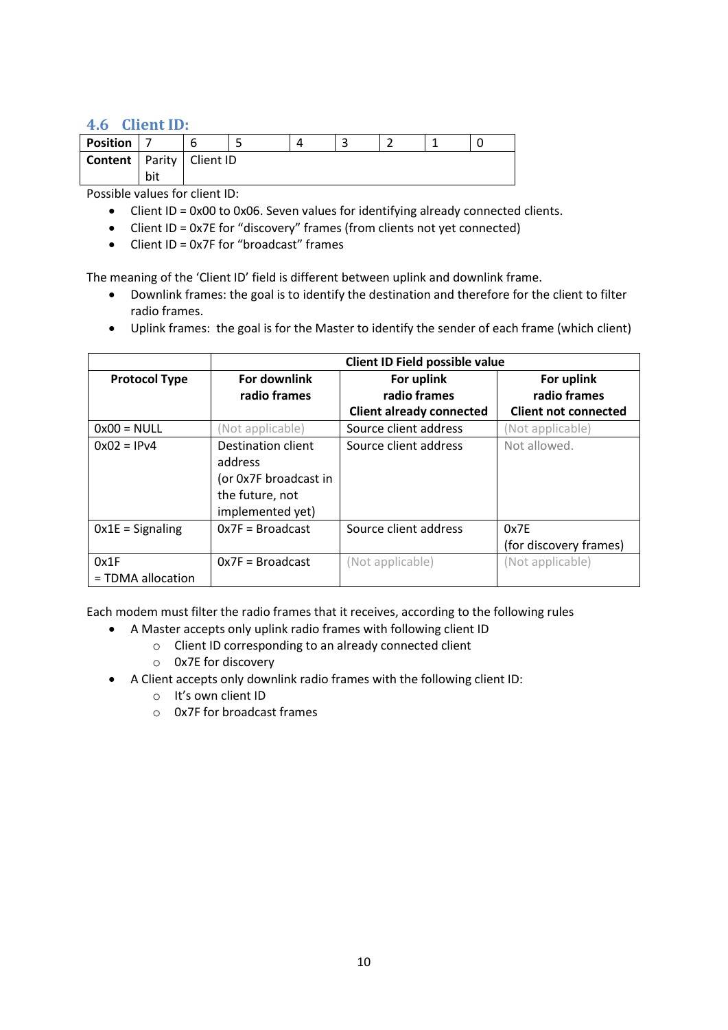## 4.6 Client ID:

| Position | 7 | 6 | 5 | 4 | 3 | 2 | 1 | 0 |
|---|---|---|---|---|---|---|---|---|
| Content | Parity bit | Client ID | | | | | | |

Possible values for client ID:

- Client ID = 0x00 to 0x06. Seven values for identifying already connected clients.
- Client ID = 0x7E for "discovery" frames (from clients not yet connected)
- Client ID = 0x7F for "broadcast" frames

The meaning of the 'Client ID' field is different between uplink and downlink frame.

- Downlink frames: the goal is to identify the destination and therefore for the client to filter radio frames.
- Uplink frames: the goal is for the Master to identify the sender of each frame (which client)

| | Client ID Field possible value | | |
|---|---|---|---|
| **Protocol Type** | **For downlink radio frames** | **For uplink radio frames Client already connected** | **For uplink radio frames Client not connected** |
| 0x00 = NULL | (Not applicable) | Source client address | (Not applicable) |
| 0x02 = IPv4 | Destination client address (or 0x7F broadcast in the future, not implemented yet) | Source client address | Not allowed. |
| 0x1E = Signaling | 0x7F = Broadcast | Source client address | 0x7E (for discovery frames) |
| 0x1F = TDMA allocation | 0x7F = Broadcast | (Not applicable) | (Not applicable) |

Each modem must filter the radio frames that it receives, according to the following rules

- A Master accepts only uplink radio frames with following client ID
  - Client ID corresponding to an already connected client
  - 0x7E for discovery
- A Client accepts only downlink radio frames with the following client ID:
  - It's own client ID
  - 0x7F for broadcast frames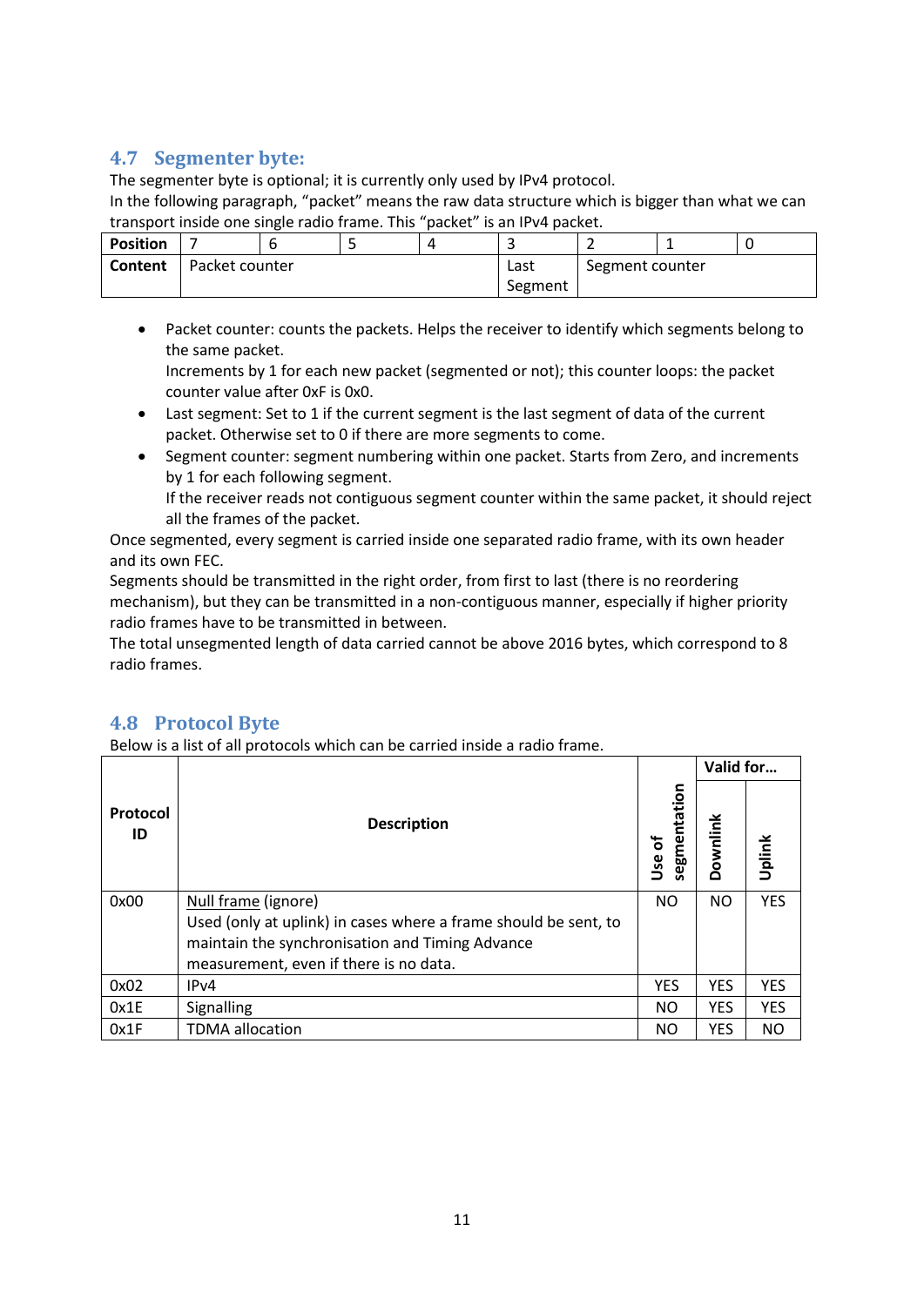## 4.7 Segmenter byte:

The segmenter byte is optional; it is currently only used by IPv4 protocol.
In the following paragraph, "packet" means the raw data structure which is bigger than what we can transport inside one single radio frame. This "packet" is an IPv4 packet.

| Position | 7 | 6 | 5 | 4 | 3 | 2 | 1 | 0 |
|---|---|---|---|---|---|---|---|---|
| Content | Packet counter | | | | Last Segment | Segment counter | | |

- Packet counter: counts the packets. Helps the receiver to identify which segments belong to the same packet.
  Increments by 1 for each new packet (segmented or not); this counter loops: the packet counter value after 0xF is 0x0.
- Last segment: Set to 1 if the current segment is the last segment of data of the current packet. Otherwise set to 0 if there are more segments to come.
- Segment counter: segment numbering within one packet. Starts from Zero, and increments by 1 for each following segment.
  If the receiver reads not contiguous segment counter within the same packet, it should reject all the frames of the packet.

Once segmented, every segment is carried inside one separated radio frame, with its own header and its own FEC.
Segments should be transmitted in the right order, from first to last (there is no reordering mechanism), but they can be transmitted in a non-contiguous manner, especially if higher priority radio frames have to be transmitted in between.
The total unsegmented length of data carried cannot be above 2016 bytes, which correspond to 8 radio frames.

## 4.8 Protocol Byte

Below is a list of all protocols which can be carried inside a radio frame.

| Protocol ID | Description | Use of segmentation | Valid for… | |
|---|---|---|---|---|
| | | | Downlink | Uplink |
| 0x00 | Null frame (ignore)<br>Used (only at uplink) in cases where a frame should be sent, to maintain the synchronisation and Timing Advance measurement, even if there is no data. | NO | NO | YES |
| 0x02 | IPv4 | YES | YES | YES |
| 0x1E | Signalling | NO | YES | YES |
| 0x1F | TDMA allocation | NO | YES | NO |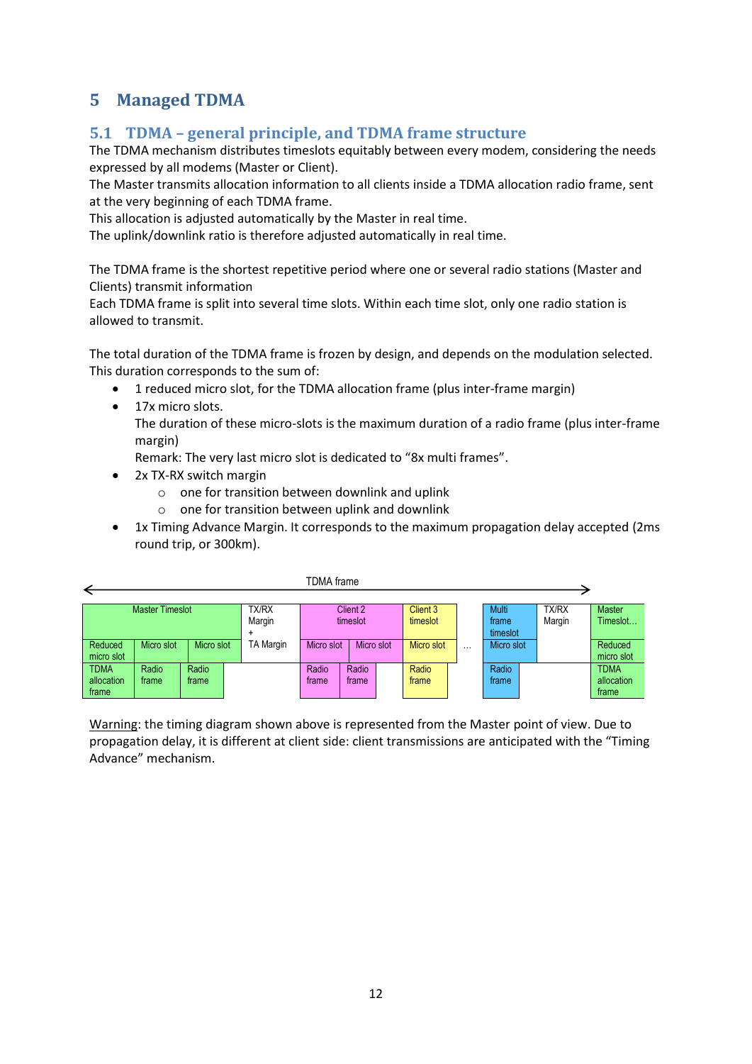## 5 Managed TDMA

### 5.1 TDMA – general principle, and TDMA frame structure

The TDMA mechanism distributes timeslots equitably between every modem, considering the needs expressed by all modems (Master or Client).
The Master transmits allocation information to all clients inside a TDMA allocation radio frame, sent at the very beginning of each TDMA frame.
This allocation is adjusted automatically by the Master in real time.
The uplink/downlink ratio is therefore adjusted automatically in real time.

The TDMA frame is the shortest repetitive period where one or several radio stations (Master and Clients) transmit information
Each TDMA frame is split into several time slots. Within each time slot, only one radio station is allowed to transmit.

The total duration of the TDMA frame is frozen by design, and depends on the modulation selected.
This duration corresponds to the sum of:

- 1 reduced micro slot, for the TDMA allocation frame (plus inter-frame margin)
- 17x micro slots.
  The duration of these micro-slots is the maximum duration of a radio frame (plus inter-frame margin)
  Remark: The very last micro slot is dedicated to "8x multi frames".
- 2x TX-RX switch margin
  - one for transition between downlink and uplink
  - one for transition between uplink and downlink
- 1x Timing Advance Margin. It corresponds to the maximum propagation delay accepted (2ms round trip, or 300km).

TDMA frame

| Master Timeslot | | | TX/RX Margin + TA Margin | Client 2 timeslot | | Client 3 timeslot | | Multi frame timeslot | TX/RX Margin | Master Timeslot… |
|---|---|---|---|---|---|---|---|---|---|---|
| Reduced micro slot | Micro slot | Micro slot | | Micro slot | Micro slot | Micro slot | … | Micro slot | | Reduced micro slot |
| TDMA allocation frame | Radio frame | Radio frame | | Radio frame | Radio frame | Radio frame | | Radio frame | | TDMA allocation frame |

Warning: the timing diagram shown above is represented from the Master point of view. Due to propagation delay, it is different at client side: client transmissions are anticipated with the "Timing Advance" mechanism.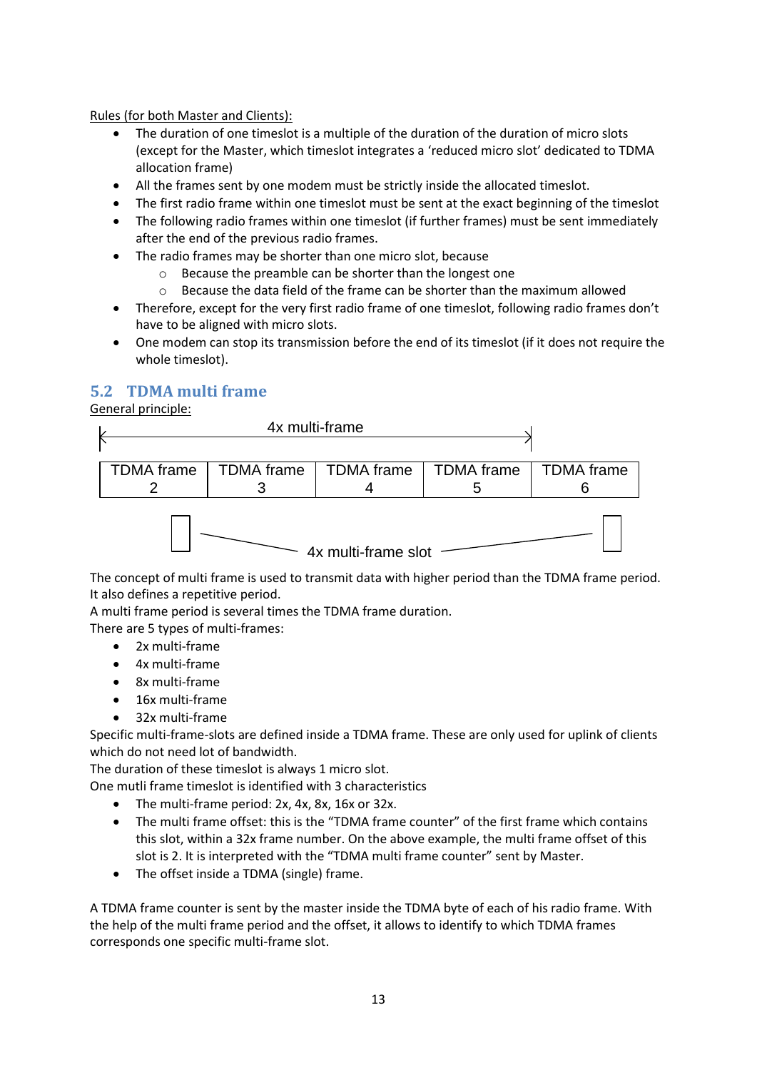Rules (for both Master and Clients):

- The duration of one timeslot is a multiple of the duration of the duration of micro slots (except for the Master, which timeslot integrates a 'reduced micro slot' dedicated to TDMA allocation frame)
- All the frames sent by one modem must be strictly inside the allocated timeslot.
- The first radio frame within one timeslot must be sent at the exact beginning of the timeslot
- The following radio frames within one timeslot (if further frames) must be sent immediately after the end of the previous radio frames.
- The radio frames may be shorter than one micro slot, because
  - Because the preamble can be shorter than the longest one
  - Because the data field of the frame can be shorter than the maximum allowed
- Therefore, except for the very first radio frame of one timeslot, following radio frames don't have to be aligned with micro slots.
- One modem can stop its transmission before the end of its timeslot (if it does not require the whole timeslot).

## 5.2 TDMA multi frame

General principle:

4x multi-frame

| TDMA frame 2 | TDMA frame 3 | TDMA frame 4 | TDMA frame 5 | TDMA frame 6 |
|---|---|---|---|---|

4x multi-frame slot

The concept of multi frame is used to transmit data with higher period than the TDMA frame period. It also defines a repetitive period.

A multi frame period is several times the TDMA frame duration.

There are 5 types of multi-frames:

- 2x multi-frame
- 4x multi-frame
- 8x multi-frame
- 16x multi-frame
- 32x multi-frame

Specific multi-frame-slots are defined inside a TDMA frame. These are only used for uplink of clients which do not need lot of bandwidth.

The duration of these timeslot is always 1 micro slot.

One mutli frame timeslot is identified with 3 characteristics

- The multi-frame period: 2x, 4x, 8x, 16x or 32x.
- The multi frame offset: this is the "TDMA frame counter" of the first frame which contains this slot, within a 32x frame number. On the above example, the multi frame offset of this slot is 2. It is interpreted with the "TDMA multi frame counter" sent by Master.
- The offset inside a TDMA (single) frame.

A TDMA frame counter is sent by the master inside the TDMA byte of each of his radio frame. With the help of the multi frame period and the offset, it allows to identify to which TDMA frames corresponds one specific multi-frame slot.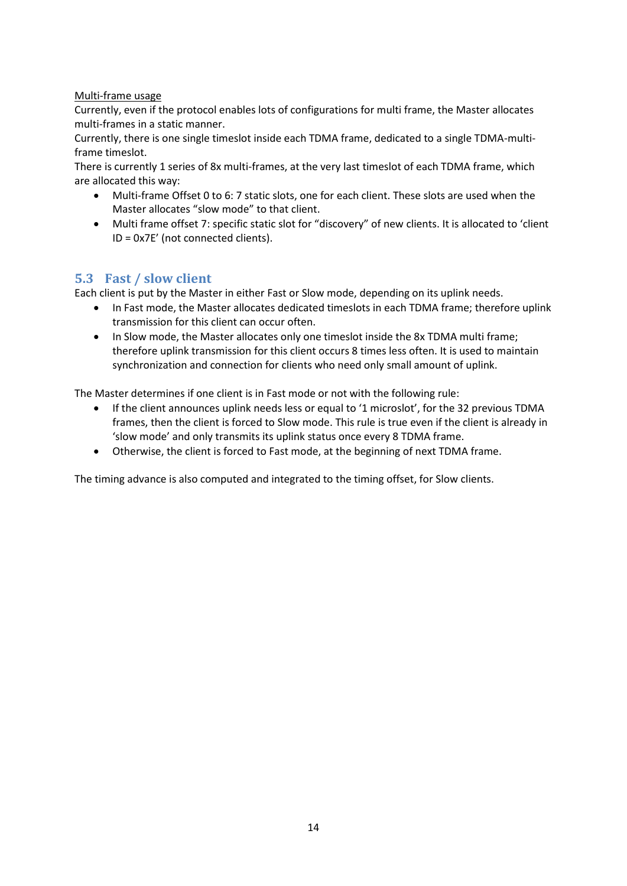<u>Multi-frame usage</u>

Currently, even if the protocol enables lots of configurations for multi frame, the Master allocates multi-frames in a static manner.

Currently, there is one single timeslot inside each TDMA frame, dedicated to a single TDMA-multi-frame timeslot.

There is currently 1 series of 8x multi-frames, at the very last timeslot of each TDMA frame, which are allocated this way:

- Multi-frame Offset 0 to 6: 7 static slots, one for each client. These slots are used when the Master allocates “slow mode” to that client.
- Multi frame offset 7: specific static slot for “discovery” of new clients. It is allocated to ‘client ID = 0x7E’ (not connected clients).

## 5.3 Fast / slow client

Each client is put by the Master in either Fast or Slow mode, depending on its uplink needs.

- In Fast mode, the Master allocates dedicated timeslots in each TDMA frame; therefore uplink transmission for this client can occur often.
- In Slow mode, the Master allocates only one timeslot inside the 8x TDMA multi frame; therefore uplink transmission for this client occurs 8 times less often. It is used to maintain synchronization and connection for clients who need only small amount of uplink.

The Master determines if one client is in Fast mode or not with the following rule:

- If the client announces uplink needs less or equal to ‘1 microslot’, for the 32 previous TDMA frames, then the client is forced to Slow mode. This rule is true even if the client is already in ‘slow mode’ and only transmits its uplink status once every 8 TDMA frame.
- Otherwise, the client is forced to Fast mode, at the beginning of next TDMA frame.

The timing advance is also computed and integrated to the timing offset, for Slow clients.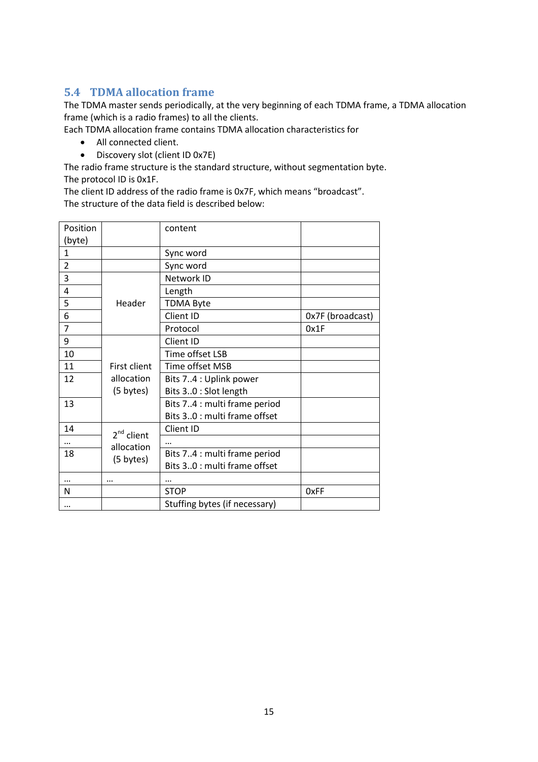## 5.4 TDMA allocation frame

The TDMA master sends periodically, at the very beginning of each TDMA frame, a TDMA allocation frame (which is a radio frames) to all the clients.
Each TDMA allocation frame contains TDMA allocation characteristics for

- All connected client.
- Discovery slot (client ID 0x7E)

The radio frame structure is the standard structure, without segmentation byte.
The protocol ID is 0x1F.
The client ID address of the radio frame is 0x7F, which means "broadcast".
The structure of the data field is described below:

| Position (byte) | | content | |
|---|---|---|---|
| 1 | | Sync word | |
| 2 | | Sync word | |
| 3 | Header | Network ID | |
| 4 | | Length | |
| 5 | | TDMA Byte | |
| 6 | | Client ID | 0x7F (broadcast) |
| 7 | | Protocol | 0x1F |
| 9 | First client allocation (5 bytes) | Client ID | |
| 10 | | Time offset LSB | |
| 11 | | Time offset MSB | |
| 12 | | Bits 7..4 : Uplink power<br>Bits 3..0 : Slot length | |
| 13 | | Bits 7..4 : multi frame period<br>Bits 3..0 : multi frame offset | |
| 14 | 2nd client allocation (5 bytes) | Client ID | |
| … | | … | |
| 18 | | Bits 7..4 : multi frame period<br>Bits 3..0 : multi frame offset | |
| … | … | … | |
| N | | STOP | 0xFF |
| … | | Stuffing bytes (if necessary) | |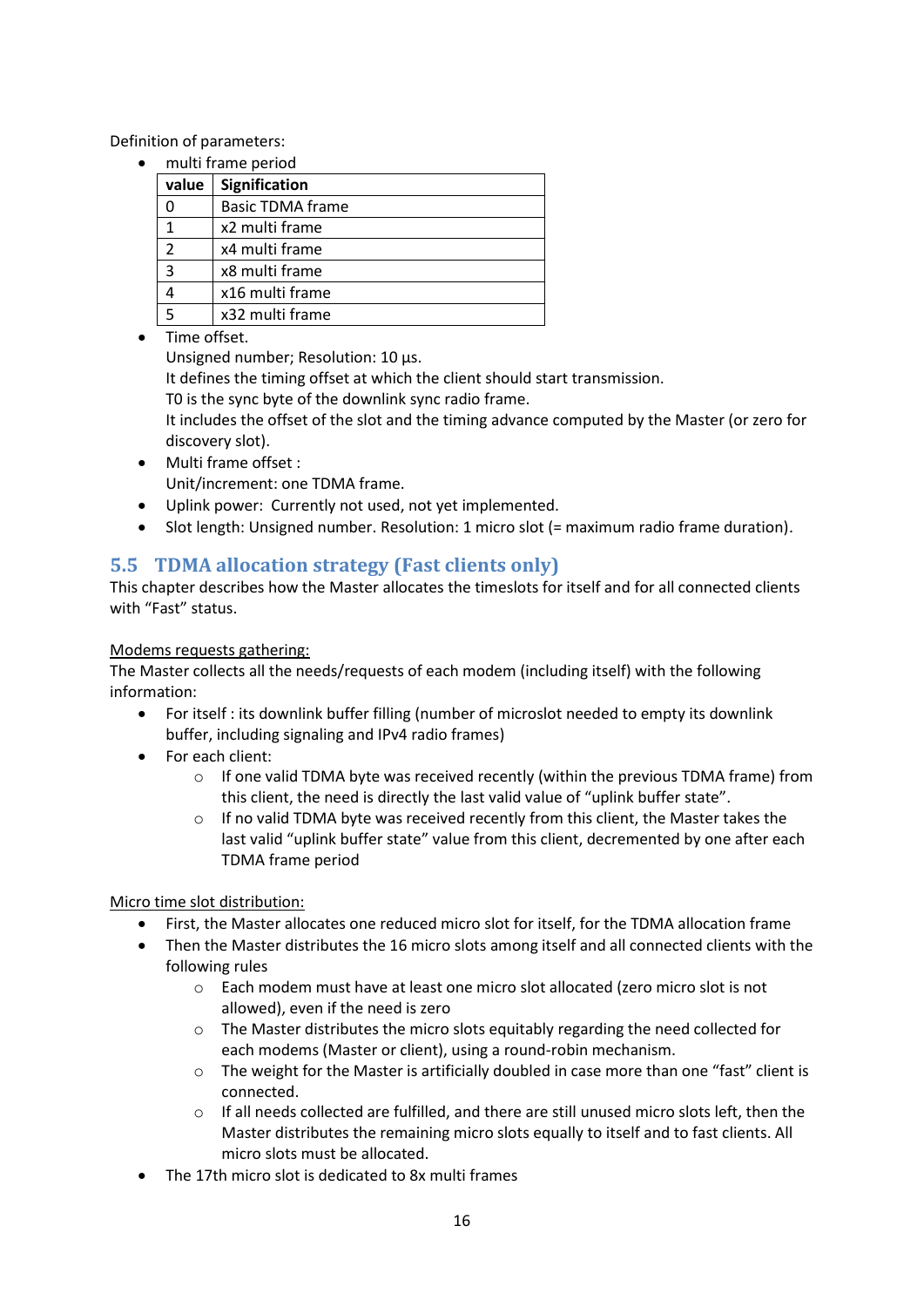Definition of parameters:

- multi frame period

| value | Signification |
|---|---|
| 0 | Basic TDMA frame |
| 1 | x2 multi frame |
| 2 | x4 multi frame |
| 3 | x8 multi frame |
| 4 | x16 multi frame |
| 5 | x32 multi frame |

- Time offset.
  Unsigned number; Resolution: 10 µs.
  It defines the timing offset at which the client should start transmission.
  T0 is the sync byte of the downlink sync radio frame.
  It includes the offset of the slot and the timing advance computed by the Master (or zero for discovery slot).
- Multi frame offset :
  Unit/increment: one TDMA frame.
- Uplink power: Currently not used, not yet implemented.
- Slot length: Unsigned number. Resolution: 1 micro slot (= maximum radio frame duration).

## 5.5 TDMA allocation strategy (Fast clients only)

This chapter describes how the Master allocates the timeslots for itself and for all connected clients with "Fast" status.

<u>Modems requests gathering:</u>

The Master collects all the needs/requests of each modem (including itself) with the following information:

- For itself : its downlink buffer filling (number of microslot needed to empty its downlink buffer, including signaling and IPv4 radio frames)
- For each client:
  - If one valid TDMA byte was received recently (within the previous TDMA frame) from this client, the need is directly the last valid value of "uplink buffer state".
  - If no valid TDMA byte was received recently from this client, the Master takes the last valid "uplink buffer state" value from this client, decremented by one after each TDMA frame period

<u>Micro time slot distribution:</u>

- First, the Master allocates one reduced micro slot for itself, for the TDMA allocation frame
- Then the Master distributes the 16 micro slots among itself and all connected clients with the following rules
  - Each modem must have at least one micro slot allocated (zero micro slot is not allowed), even if the need is zero
  - The Master distributes the micro slots equitably regarding the need collected for each modems (Master or client), using a round-robin mechanism.
  - The weight for the Master is artificially doubled in case more than one "fast" client is connected.
  - If all needs collected are fulfilled, and there are still unused micro slots left, then the Master distributes the remaining micro slots equally to itself and to fast clients. All micro slots must be allocated.
- The 17th micro slot is dedicated to 8x multi frames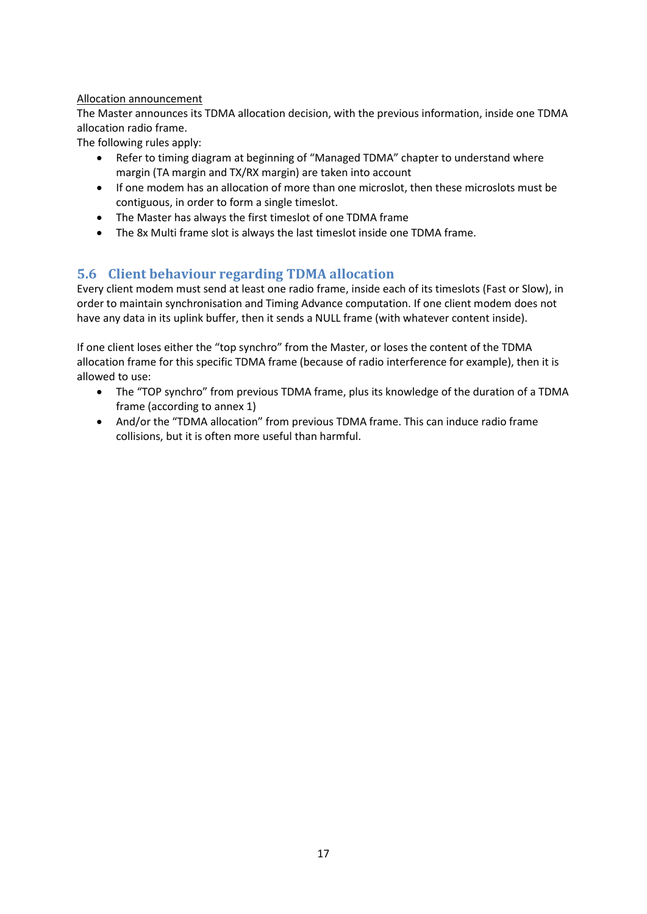<u>Allocation announcement</u>

The Master announces its TDMA allocation decision, with the previous information, inside one TDMA allocation radio frame.

The following rules apply:

- Refer to timing diagram at beginning of “Managed TDMA” chapter to understand where margin (TA margin and TX/RX margin) are taken into account
- If one modem has an allocation of more than one microslot, then these microslots must be contiguous, in order to form a single timeslot.
- The Master has always the first timeslot of one TDMA frame
- The 8x Multi frame slot is always the last timeslot inside one TDMA frame.

## 5.6 Client behaviour regarding TDMA allocation

Every client modem must send at least one radio frame, inside each of its timeslots (Fast or Slow), in order to maintain synchronisation and Timing Advance computation. If one client modem does not have any data in its uplink buffer, then it sends a NULL frame (with whatever content inside).

If one client loses either the “top synchro” from the Master, or loses the content of the TDMA allocation frame for this specific TDMA frame (because of radio interference for example), then it is allowed to use:

- The “TOP synchro” from previous TDMA frame, plus its knowledge of the duration of a TDMA frame (according to annex 1)
- And/or the “TDMA allocation” from previous TDMA frame. This can induce radio frame collisions, but it is often more useful than harmful.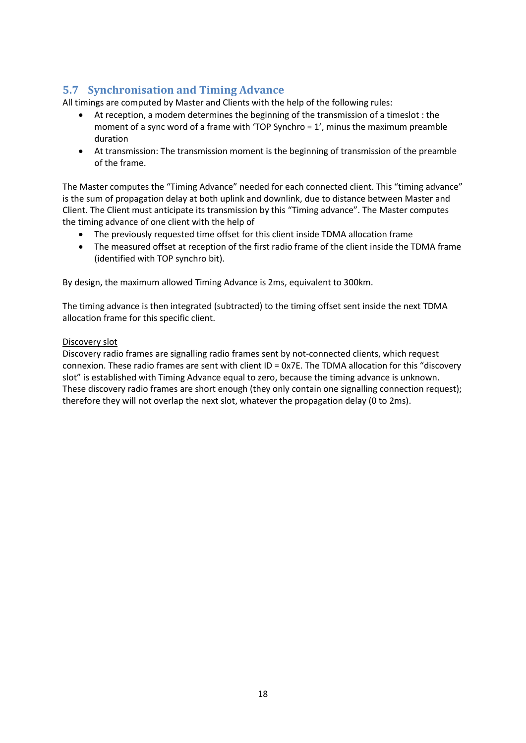## 5.7 Synchronisation and Timing Advance

All timings are computed by Master and Clients with the help of the following rules:

- At reception, a modem determines the beginning of the transmission of a timeslot : the moment of a sync word of a frame with 'TOP Synchro = 1', minus the maximum preamble duration
- At transmission: The transmission moment is the beginning of transmission of the preamble of the frame.

The Master computes the "Timing Advance" needed for each connected client. This "timing advance" is the sum of propagation delay at both uplink and downlink, due to distance between Master and Client. The Client must anticipate its transmission by this "Timing advance". The Master computes the timing advance of one client with the help of

- The previously requested time offset for this client inside TDMA allocation frame
- The measured offset at reception of the first radio frame of the client inside the TDMA frame (identified with TOP synchro bit).

By design, the maximum allowed Timing Advance is 2ms, equivalent to 300km.

The timing advance is then integrated (subtracted) to the timing offset sent inside the next TDMA allocation frame for this specific client.

<u>Discovery slot</u>

Discovery radio frames are signalling radio frames sent by not-connected clients, which request connexion. These radio frames are sent with client ID = 0x7E. The TDMA allocation for this "discovery slot" is established with Timing Advance equal to zero, because the timing advance is unknown. These discovery radio frames are short enough (they only contain one signalling connection request); therefore they will not overlap the next slot, whatever the propagation delay (0 to 2ms).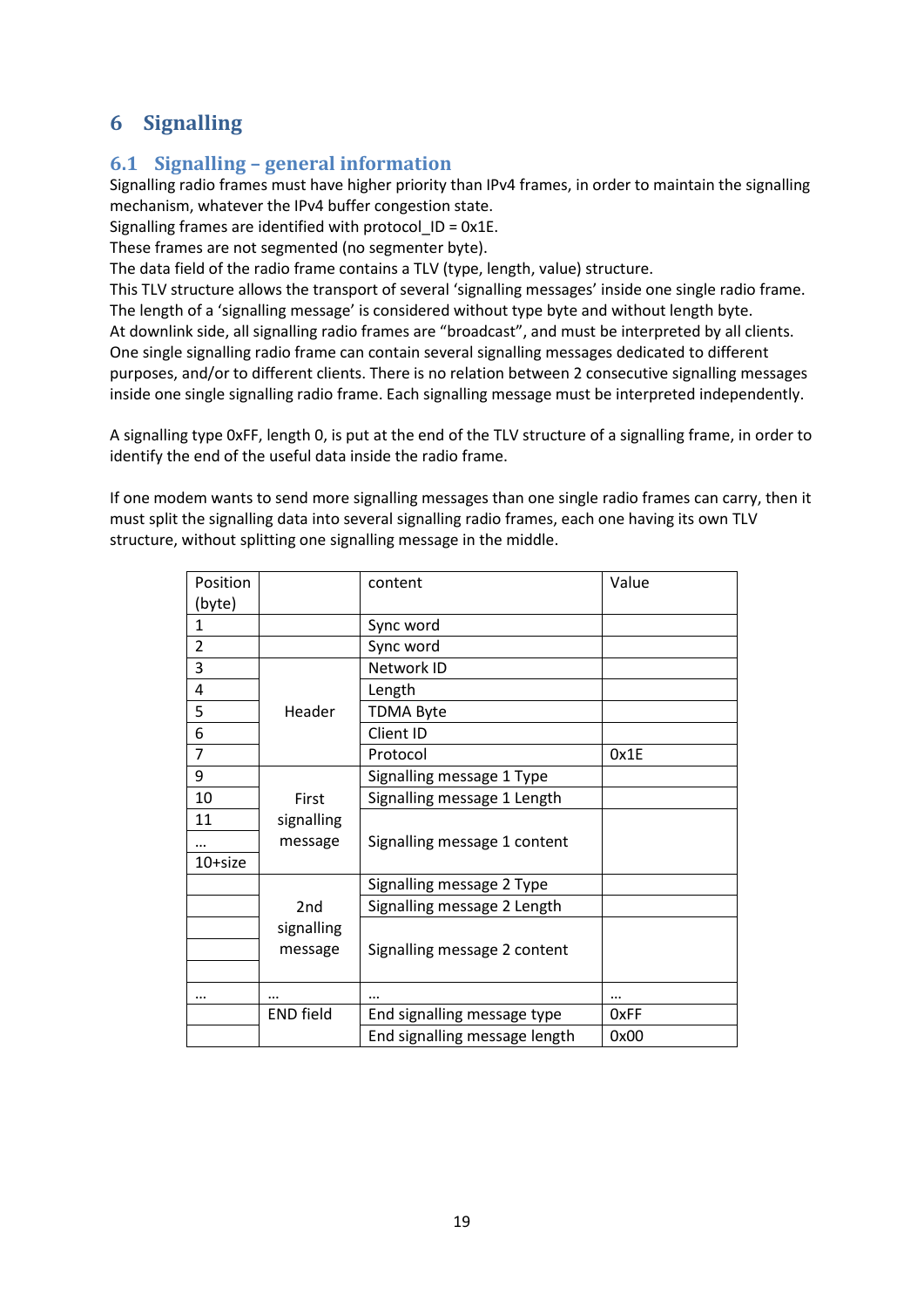# 6 Signalling

## 6.1 Signalling – general information

Signalling radio frames must have higher priority than IPv4 frames, in order to maintain the signalling mechanism, whatever the IPv4 buffer congestion state.
Signalling frames are identified with protocol_ID = 0x1E.
These frames are not segmented (no segmenter byte).
The data field of the radio frame contains a TLV (type, length, value) structure.
This TLV structure allows the transport of several 'signalling messages' inside one single radio frame.
The length of a 'signalling message' is considered without type byte and without length byte.
At downlink side, all signalling radio frames are "broadcast", and must be interpreted by all clients.
One single signalling radio frame can contain several signalling messages dedicated to different purposes, and/or to different clients. There is no relation between 2 consecutive signalling messages inside one single signalling radio frame. Each signalling message must be interpreted independently.

A signalling type 0xFF, length 0, is put at the end of the TLV structure of a signalling frame, in order to identify the end of the useful data inside the radio frame.

If one modem wants to send more signalling messages than one single radio frames can carry, then it must split the signalling data into several signalling radio frames, each one having its own TLV structure, without splitting one signalling message in the middle.

| Position (byte) | | content | Value |
|---|---|---|---|
| 1 | | Sync word | |
| 2 | | Sync word | |
| 3 | Header | Network ID | |
| 4 | | Length | |
| 5 | | TDMA Byte | |
| 6 | | Client ID | |
| 7 | | Protocol | 0x1E |
| 9 | First signalling message | Signalling message 1 Type | |
| 10 | | Signalling message 1 Length | |
| 11 | | Signalling message 1 content | |
| … | | | |
| 10+size | | | |
| | 2nd signalling message | Signalling message 2 Type | |
| | | Signalling message 2 Length | |
| | | Signalling message 2 content | |
| | | | |
| | | | |
| … | … | … | … |
| | END field | End signalling message type | 0xFF |
| | | End signalling message length | 0x00 |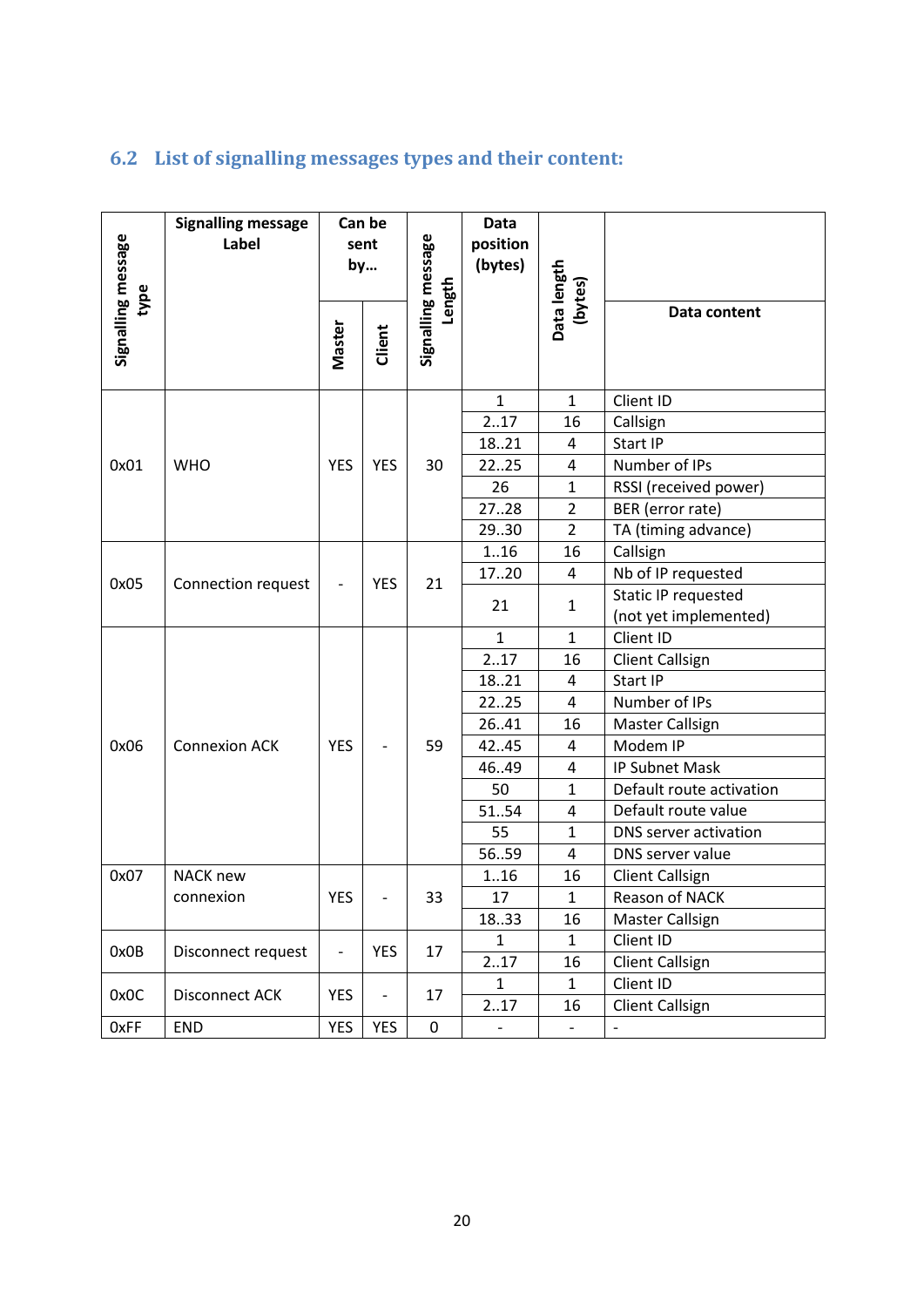## 6.2 List of signalling messages types and their content:

| Signalling message type | Signalling message Label | Can be sent by… | | Signalling message Length | Data position (bytes) | Data length (bytes) | Data content |
|---|---|---|---|---|---|---|---|
| | | Master | Client | | | | |
| 0x01 | WHO | YES | YES | 30 | 1 | 1 | Client ID |
| | | | | | 2..17 | 16 | Callsign |
| | | | | | 18..21 | 4 | Start IP |
| | | | | | 22..25 | 4 | Number of IPs |
| | | | | | 26 | 1 | RSSI (received power) |
| | | | | | 27..28 | 2 | BER (error rate) |
| | | | | | 29..30 | 2 | TA (timing advance) |
| 0x05 | Connection request | - | YES | 21 | 1..16 | 16 | Callsign |
| | | | | | 17..20 | 4 | Nb of IP requested |
| | | | | | 21 | 1 | Static IP requested (not yet implemented) |
| 0x06 | Connexion ACK | YES | - | 59 | 1 | 1 | Client ID |
| | | | | | 2..17 | 16 | Client Callsign |
| | | | | | 18..21 | 4 | Start IP |
| | | | | | 22..25 | 4 | Number of IPs |
| | | | | | 26..41 | 16 | Master Callsign |
| | | | | | 42..45 | 4 | Modem IP |
| | | | | | 46..49 | 4 | IP Subnet Mask |
| | | | | | 50 | 1 | Default route activation |
| | | | | | 51..54 | 4 | Default route value |
| | | | | | 55 | 1 | DNS server activation |
| | | | | | 56..59 | 4 | DNS server value |
| 0x07 | NACK new connexion | YES | - | 33 | 1..16 | 16 | Client Callsign |
| | | | | | 17 | 1 | Reason of NACK |
| | | | | | 18..33 | 16 | Master Callsign |
| 0x0B | Disconnect request | - | YES | 17 | 1 | 1 | Client ID |
| | | | | | 2..17 | 16 | Client Callsign |
| 0x0C | Disconnect ACK | YES | - | 17 | 1 | 1 | Client ID |
| | | | | | 2..17 | 16 | Client Callsign |
| 0xFF | END | YES | YES | 0 | - | - | - |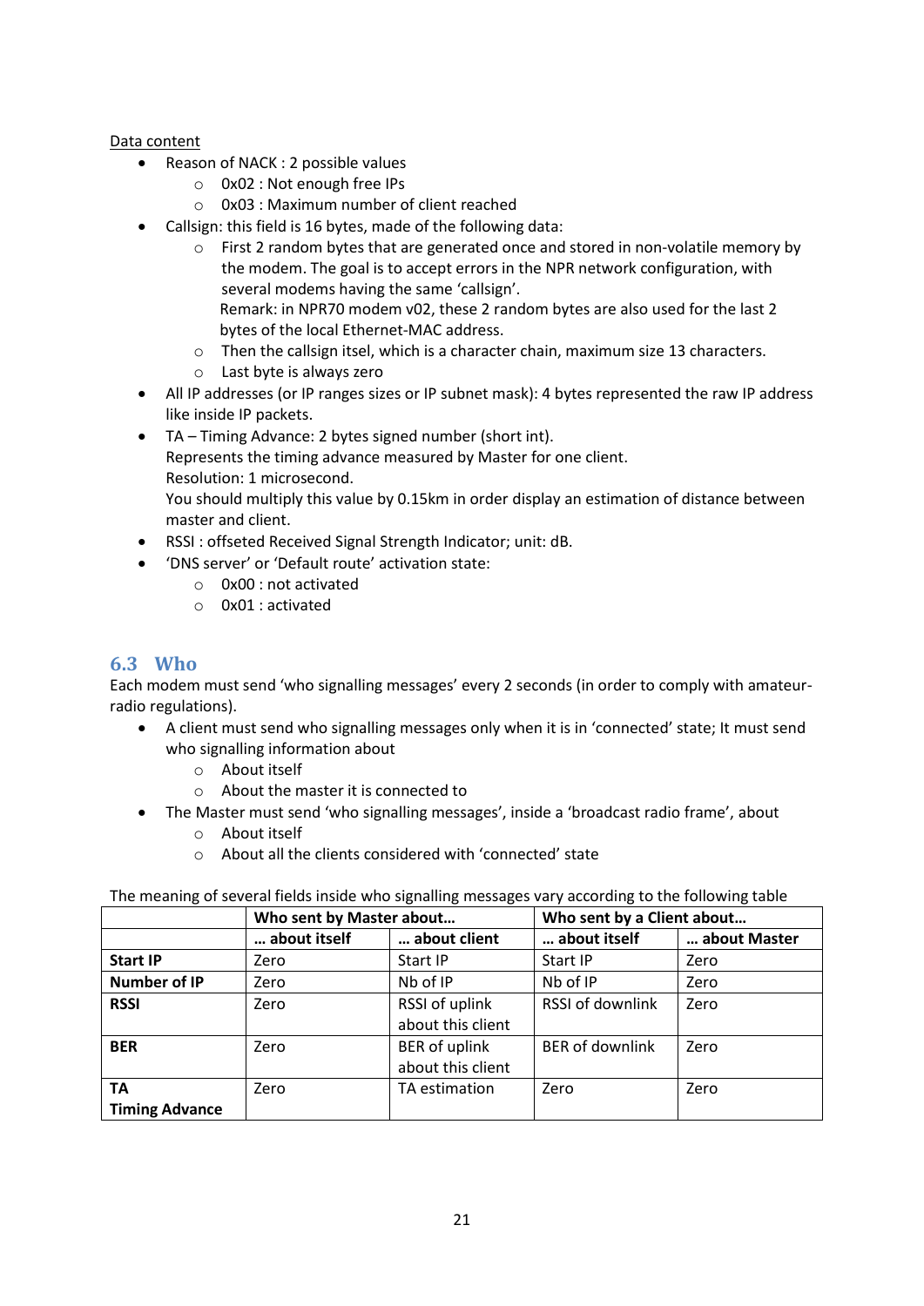Data content

- Reason of NACK : 2 possible values
  - 0x02 : Not enough free IPs
  - 0x03 : Maximum number of client reached
- Callsign: this field is 16 bytes, made of the following data:
  - First 2 random bytes that are generated once and stored in non-volatile memory by the modem. The goal is to accept errors in the NPR network configuration, with several modems having the same 'callsign'.
    Remark: in NPR70 modem v02, these 2 random bytes are also used for the last 2 bytes of the local Ethernet-MAC address.
  - Then the callsign itsel, which is a character chain, maximum size 13 characters.
  - Last byte is always zero
- All IP addresses (or IP ranges sizes or IP subnet mask): 4 bytes represented the raw IP address like inside IP packets.
- TA – Timing Advance: 2 bytes signed number (short int).
  Represents the timing advance measured by Master for one client.
  Resolution: 1 microsecond.
  You should multiply this value by 0.15km in order display an estimation of distance between master and client.
- RSSI : offseted Received Signal Strength Indicator; unit: dB.
- 'DNS server' or 'Default route' activation state:
  - 0x00 : not activated
  - 0x01 : activated

## 6.3 Who

Each modem must send 'who signalling messages' every 2 seconds (in order to comply with amateur-radio regulations).

- A client must send who signalling messages only when it is in 'connected' state; It must send who signalling information about
  - About itself
  - About the master it is connected to
- The Master must send 'who signalling messages', inside a 'broadcast radio frame', about
  - About itself
  - About all the clients considered with 'connected' state

The meaning of several fields inside who signalling messages vary according to the following table

| | **Who sent by Master about…** | | **Who sent by a Client about…** | |
|---|---|---|---|---|
| | **… about itself** | **… about client** | **… about itself** | **… about Master** |
| **Start IP** | Zero | Start IP | Start IP | Zero |
| **Number of IP** | Zero | Nb of IP | Nb of IP | Zero |
| **RSSI** | Zero | RSSI of uplink about this client | RSSI of downlink | Zero |
| **BER** | Zero | BER of uplink about this client | BER of downlink | Zero |
| **TA Timing Advance** | Zero | TA estimation | Zero | Zero |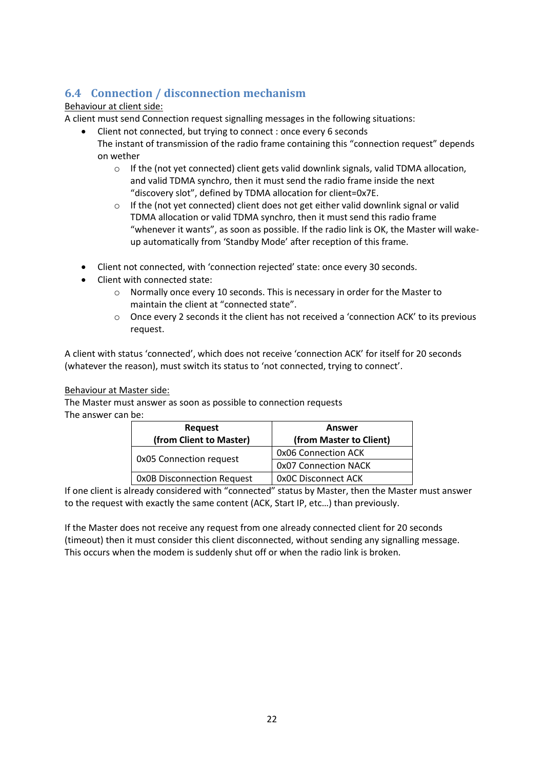## 6.4 Connection / disconnection mechanism

Behaviour at client side:

A client must send Connection request signalling messages in the following situations:

- Client not connected, but trying to connect : once every 6 seconds
  The instant of transmission of the radio frame containing this "connection request" depends on wether
  - If the (not yet connected) client gets valid downlink signals, valid TDMA allocation, and valid TDMA synchro, then it must send the radio frame inside the next "discovery slot", defined by TDMA allocation for client=0x7E.
  - If the (not yet connected) client does not get either valid downlink signal or valid TDMA allocation or valid TDMA synchro, then it must send this radio frame "whenever it wants", as soon as possible. If the radio link is OK, the Master will wake-up automatically from 'Standby Mode' after reception of this frame.

- Client not connected, with 'connection rejected' state: once every 30 seconds.
- Client with connected state:
  - Normally once every 10 seconds. This is necessary in order for the Master to maintain the client at "connected state".
  - Once every 2 seconds it the client has not received a 'connection ACK' to its previous request.

A client with status 'connected', which does not receive 'connection ACK' for itself for 20 seconds (whatever the reason), must switch its status to 'not connected, trying to connect'.

Behaviour at Master side:

The Master must answer as soon as possible to connection requests

The answer can be:

| Request (from Client to Master) | Answer (from Master to Client) |
|---|---|
| 0x05 Connection request | 0x06 Connection ACK |
| | 0x07 Connection NACK |
| 0x0B Disconnection Request | 0x0C Disconnect ACK |

If one client is already considered with "connected" status by Master, then the Master must answer to the request with exactly the same content (ACK, Start IP, etc…) than previously.

If the Master does not receive any request from one already connected client for 20 seconds (timeout) then it must consider this client disconnected, without sending any signalling message. This occurs when the modem is suddenly shut off or when the radio link is broken.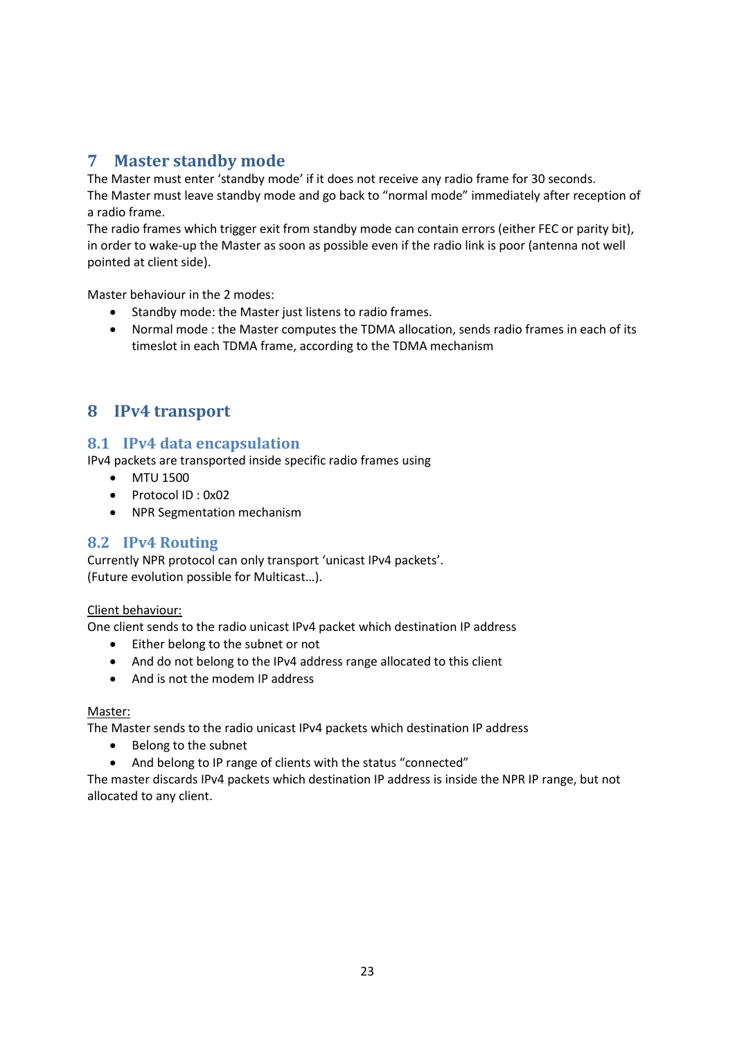# 7 Master standby mode

The Master must enter 'standby mode' if it does not receive any radio frame for 30 seconds.
The Master must leave standby mode and go back to "normal mode" immediately after reception of a radio frame.
The radio frames which trigger exit from standby mode can contain errors (either FEC or parity bit), in order to wake-up the Master as soon as possible even if the radio link is poor (antenna not well pointed at client side).

Master behaviour in the 2 modes:

- Standby mode: the Master just listens to radio frames.
- Normal mode : the Master computes the TDMA allocation, sends radio frames in each of its timeslot in each TDMA frame, according to the TDMA mechanism

# 8 IPv4 transport

## 8.1 IPv4 data encapsulation

IPv4 packets are transported inside specific radio frames using

- MTU 1500
- Protocol ID : 0x02
- NPR Segmentation mechanism

## 8.2 IPv4 Routing

Currently NPR protocol can only transport 'unicast IPv4 packets'.
(Future evolution possible for Multicast…).

<u>Client behaviour:</u>
One client sends to the radio unicast IPv4 packet which destination IP address

- Either belong to the subnet or not
- And do not belong to the IPv4 address range allocated to this client
- And is not the modem IP address

<u>Master:</u>
The Master sends to the radio unicast IPv4 packets which destination IP address

- Belong to the subnet
- And belong to IP range of clients with the status "connected"

The master discards IPv4 packets which destination IP address is inside the NPR IP range, but not allocated to any client.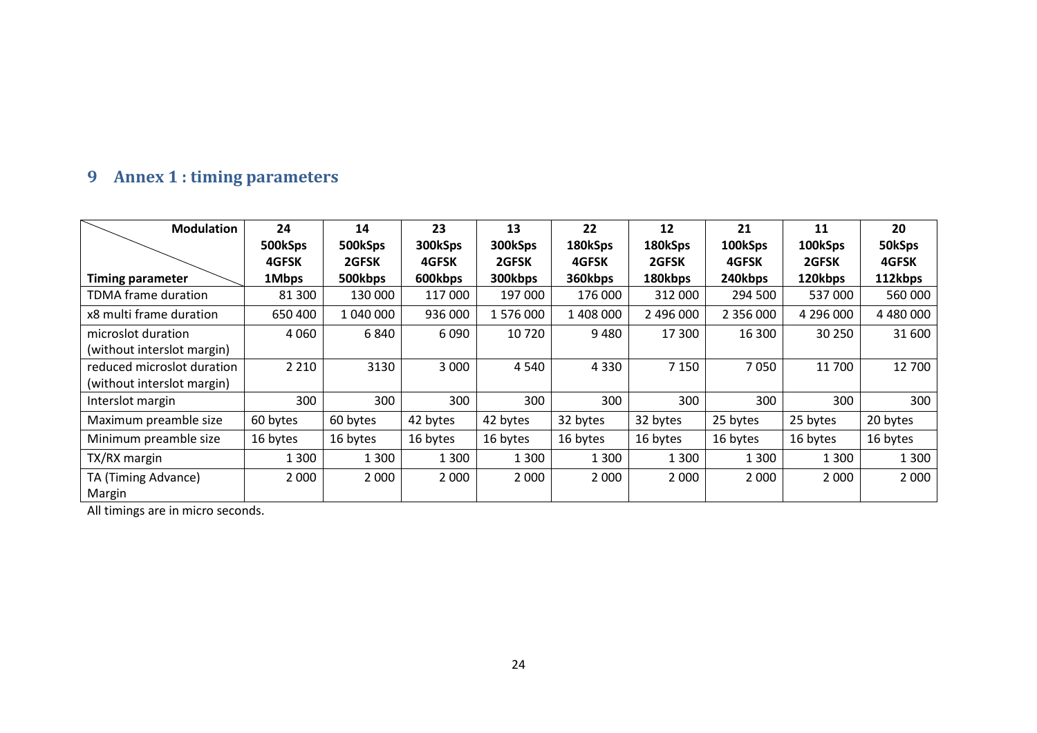# 9 Annex 1 : timing parameters

| Modulation / Timing parameter | 24 500kSps 4GFSK 1Mbps | 14 500kSps 2GFSK 500kbps | 23 300kSps 4GFSK 600kbps | 13 300kSps 2GFSK 300kbps | 22 180kSps 4GFSK 360kbps | 12 180kSps 2GFSK 180kbps | 21 100kSps 4GFSK 240kbps | 11 100kSps 2GFSK 120kbps | 20 50kSps 4GFSK 112kbps |
|---|---|---|---|---|---|---|---|---|---|
| TDMA frame duration | 81 300 | 130 000 | 117 000 | 197 000 | 176 000 | 312 000 | 294 500 | 537 000 | 560 000 |
| x8 multi frame duration | 650 400 | 1 040 000 | 936 000 | 1 576 000 | 1 408 000 | 2 496 000 | 2 356 000 | 4 296 000 | 4 480 000 |
| microslot duration (without interslot margin) | 4 060 | 6 840 | 6 090 | 10 720 | 9 480 | 17 300 | 16 300 | 30 250 | 31 600 |
| reduced microslot duration (without interslot margin) | 2 210 | 3130 | 3 000 | 4 540 | 4 330 | 7 150 | 7 050 | 11 700 | 12 700 |
| Interslot margin | 300 | 300 | 300 | 300 | 300 | 300 | 300 | 300 | 300 |
| Maximum preamble size | 60 bytes | 60 bytes | 42 bytes | 42 bytes | 32 bytes | 32 bytes | 25 bytes | 25 bytes | 20 bytes |
| Minimum preamble size | 16 bytes | 16 bytes | 16 bytes | 16 bytes | 16 bytes | 16 bytes | 16 bytes | 16 bytes | 16 bytes |
| TX/RX margin | 1 300 | 1 300 | 1 300 | 1 300 | 1 300 | 1 300 | 1 300 | 1 300 | 1 300 |
| TA (Timing Advance) Margin | 2 000 | 2 000 | 2 000 | 2 000 | 2 000 | 2 000 | 2 000 | 2 000 | 2 000 |

All timings are in micro seconds.